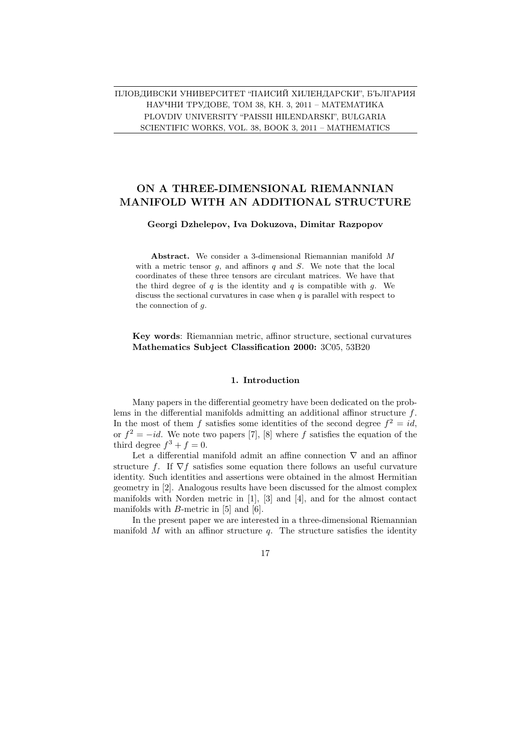# ON A THREE-DIMENSIONAL RIEMANNIAN MANIFOLD WITH AN ADDITIONAL STRUCTURE

**Georgi Dzhelepov, Iva Dokuzova, Dimitar Razpopov**

**Abstract.** We consider a 3-dimensional Riemannian manifold $M$ with a metric tensor $g$, and affinors $q$ and $S$. We note that the local coordinates of these three tensors are circulant matrices. We have that the third degree of $q$ is the identity and $q$ is compatible with $g$. We discuss the sectional curvatures in case when $q$ is parallel with respect to the connection of $g$.

**Key words**: Riemannian metric, affinor structure, sectional curvatures
**Mathematics Subject Classification 2000:** 3C05, 53B20

## 1. Introduction

Many papers in the differential geometry have been dedicated on the problems in the differential manifolds admitting an additional affinor structure $f$. In the most of them $f$ satisfies some identities of the second degree $f^2 = id$, or $f^2 = -id$. We note two papers [7], [8] where $f$ satisfies the equation of the third degree $f^3 + f = 0$.

Let a differential manifold admit an affine connection $\nabla$ and an affinor structure $f$. If $\nabla f$ satisfies some equation there follows an useful curvature identity. Such identities and assertions were obtained in the almost Hermitian geometry in [2]. Analogous results have been discussed for the almost complex manifolds with Norden metric in [1], [3] and [4], and for the almost contact manifolds with $B$-metric in [5] and [6].

In the present paper we are interested in a three-dimensional Riemannian manifold $M$ with an affinor structure $q$. The structure satisfies the identity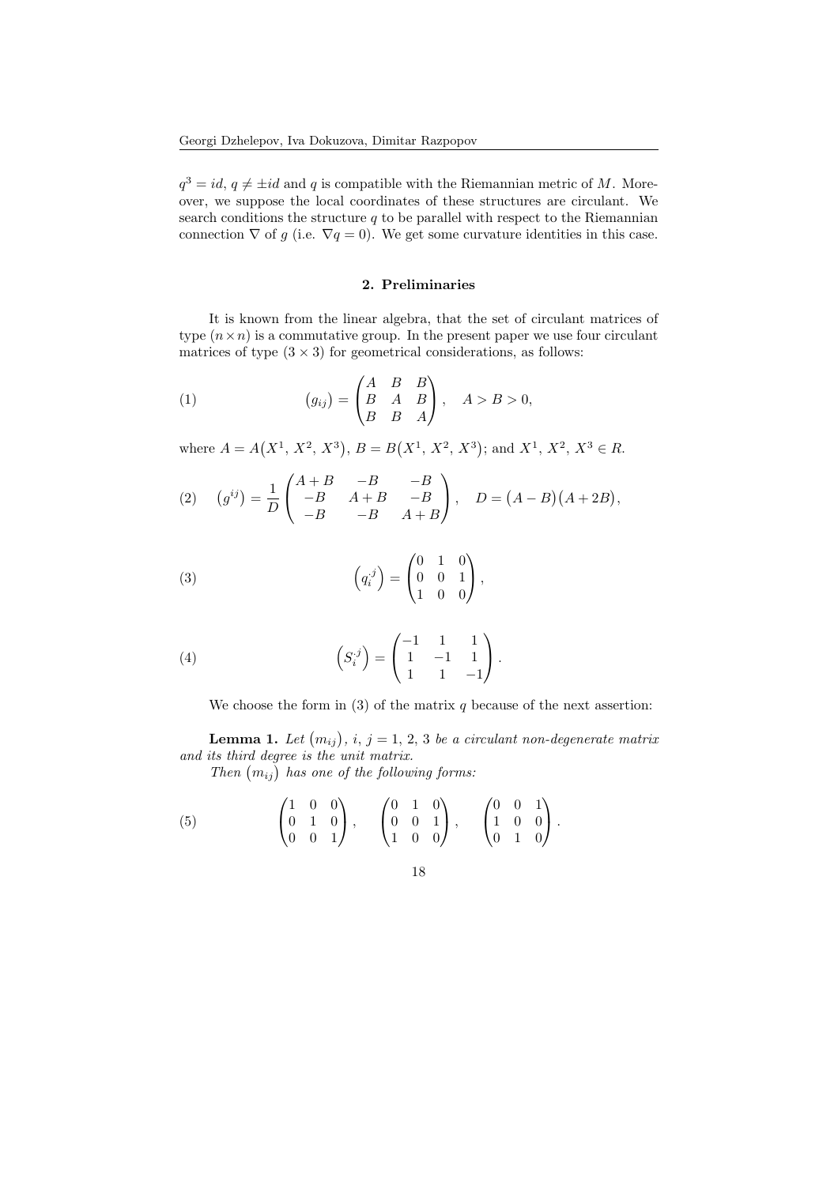$q^3 = id$, $q \neq \pm id$ and $q$ is compatible with the Riemannian metric of $M$. Moreover, we suppose the local coordinates of these structures are circulant. We search conditions the structure $q$ to be parallel with respect to the Riemannian connection $\nabla$ of $g$ (i.e. $\nabla q = 0$). We get some curvature identities in this case.

## 2. Preliminaries

It is known from the linear algebra, that the set of circulant matrices of type $(n \times n)$ is a commutative group. In the present paper we use four circulant matrices of type $(3 \times 3)$ for geometrical considerations, as follows:

$$(g_{ij}) = \begin{pmatrix} A & B & B \\ B & A & B \\ B & B & A \end{pmatrix}, \quad A > B > 0, \tag{1}$$

where $A = A(X^1, X^2, X^3)$, $B = B(X^1, X^2, X^3)$; and $X^1, X^2, X^3 \in R$.

$$(g^{ij}) = \frac{1}{D} \begin{pmatrix} A+B & -B & -B \\ -B & A+B & -B \\ -B & -B & A+B \end{pmatrix}, \quad D = (A-B)(A+2B), \tag{2}$$

$$\left(q_i^{.j}\right) = \begin{pmatrix} 0 & 1 & 0 \\ 0 & 0 & 1 \\ 1 & 0 & 0 \end{pmatrix}, \tag{3}$$

$$\left(S_i^{.j}\right) = \begin{pmatrix} -1 & 1 & 1 \\ 1 & -1 & 1 \\ 1 & 1 & -1 \end{pmatrix}. \tag{4}$$

We choose the form in (3) of the matrix $q$ because of the next assertion:

**Lemma 1.** *Let $(m_{ij})$, $i, j = 1, 2, 3$ be a circulant non-degenerate matrix and its third degree is the unit matrix.*

*Then $(m_{ij})$ has one of the following forms:*

$$\begin{pmatrix} 1 & 0 & 0 \\ 0 & 1 & 0 \\ 0 & 0 & 1 \end{pmatrix}, \quad \begin{pmatrix} 0 & 1 & 0 \\ 0 & 0 & 1 \\ 1 & 0 & 0 \end{pmatrix}, \quad \begin{pmatrix} 0 & 0 & 1 \\ 1 & 0 & 0 \\ 0 & 1 & 0 \end{pmatrix}. \tag{5}$$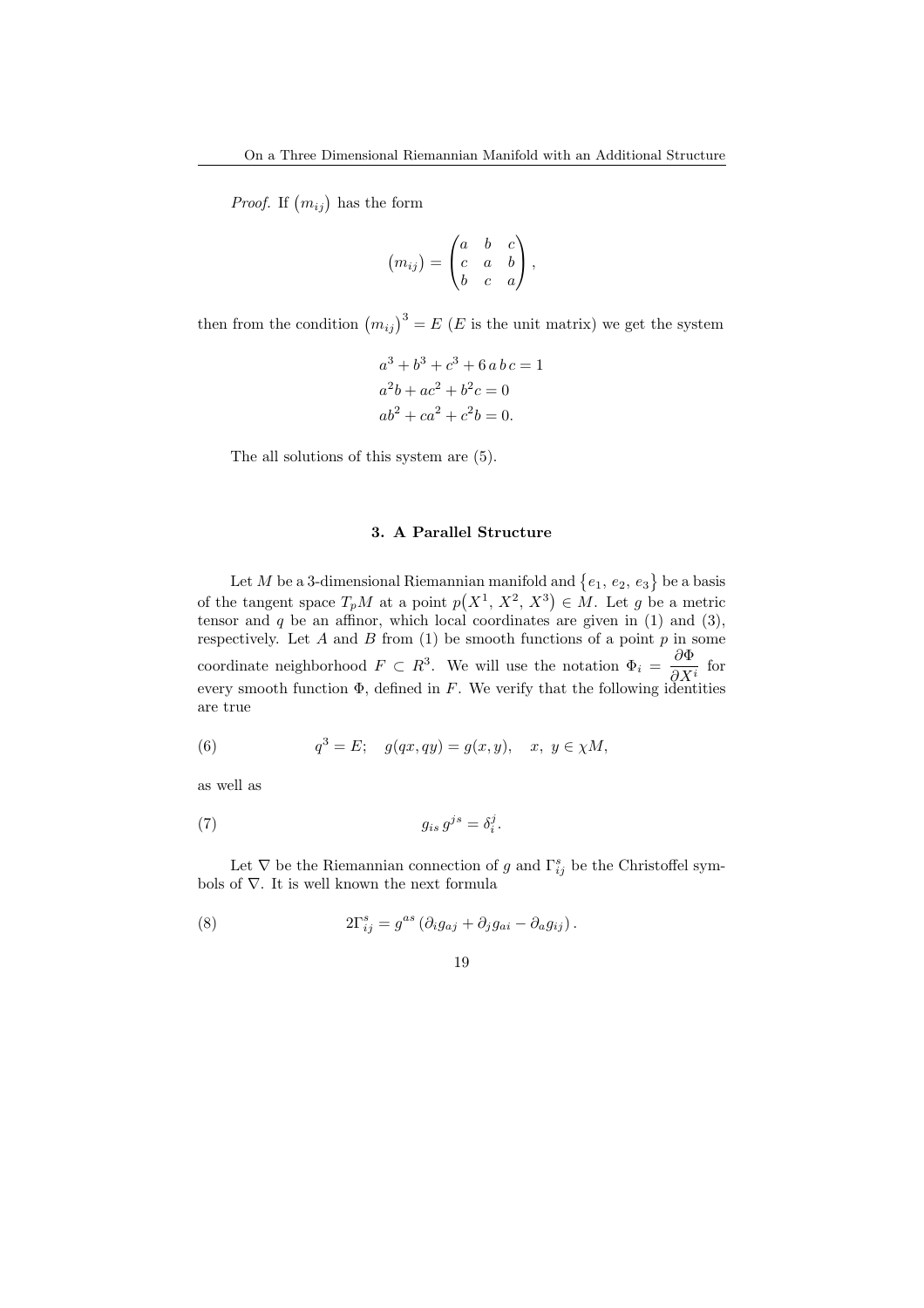*Proof.* If $(m_{ij})$ has the form

$$(m_{ij}) = \begin{pmatrix} a & b & c \\ c & a & b \\ b & c & a \end{pmatrix},$$

then from the condition $(m_{ij})^3 = E$ ($E$ is the unit matrix) we get the system

$$\begin{aligned}
&a^3 + b^3 + c^3 + 6\,a\,b\,c = 1 \\
&a^2 b + a c^2 + b^2 c = 0 \\
&a b^2 + c a^2 + c^2 b = 0.
\end{aligned}$$

The all solutions of this system are (5).

### 3. A Parallel Structure

Let $M$ be a 3-dimensional Riemannian manifold and $\{e_1, e_2, e_3\}$ be a basis of the tangent space $T_pM$ at a point $p(X^1, X^2, X^3) \in M$. Let $g$ be a metric tensor and $q$ be an affinor, which local coordinates are given in (1) and (3), respectively. Let $A$ and $B$ from (1) be smooth functions of a point $p$ in some coordinate neighborhood $F \subset R^3$. We will use the notation $\Phi_i = \dfrac{\partial \Phi}{\partial X^i}$ for every smooth function $\Phi$, defined in $F$. We verify that the following identities are true

$$q^3 = E; \quad g(qx, qy) = g(x, y), \quad x,\ y \in \chi M, \tag{6}$$

as well as

$$g_{is}\, g^{js} = \delta_i^j. \tag{7}$$

Let $\nabla$ be the Riemannian connection of $g$ and $\Gamma_{ij}^s$ be the Christoffel symbols of $\nabla$. It is well known the next formula

$$2\Gamma_{ij}^s = g^{as}\left(\partial_i g_{aj} + \partial_j g_{ai} - \partial_a g_{ij}\right). \tag{8}$$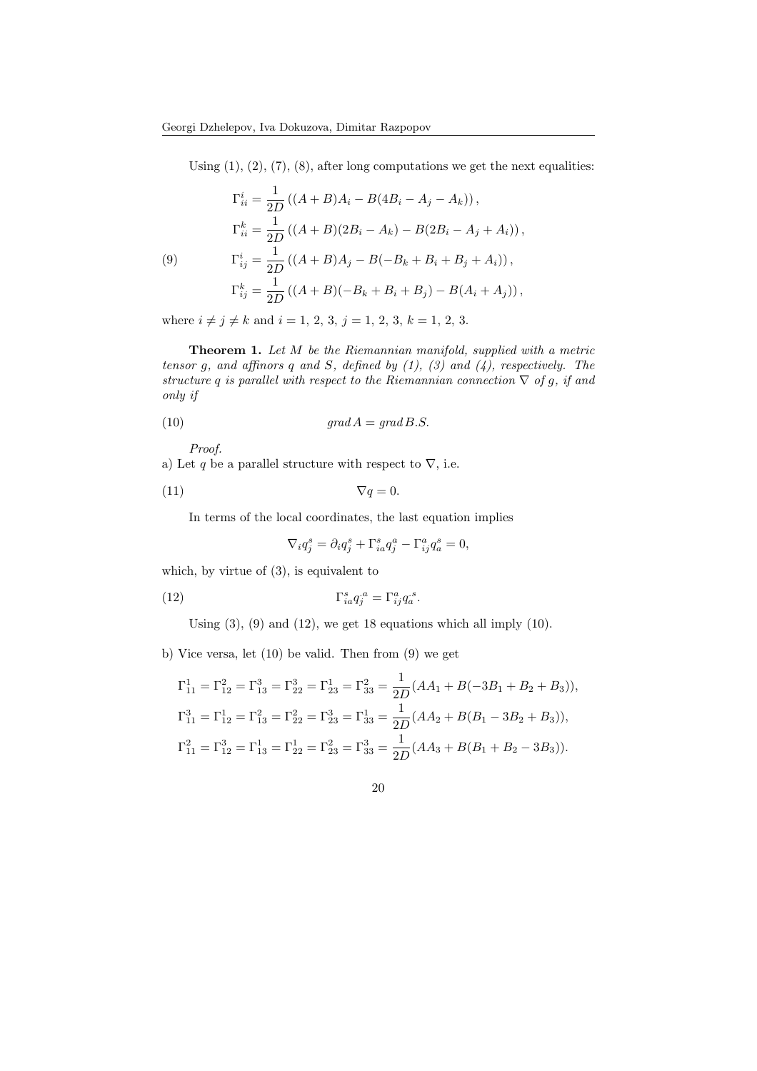Using (1), (2), (7), (8), after long computations we get the next equalities:

$$
\begin{aligned}
\Gamma_{ii}^{i} &= \frac{1}{2D}\left((A+B)A_i - B(4B_i - A_j - A_k)\right),\\
\Gamma_{ii}^{k} &= \frac{1}{2D}\left((A+B)(2B_i - A_k) - B(2B_i - A_j + A_i)\right),\\
\Gamma_{ij}^{i} &= \frac{1}{2D}\left((A+B)A_j - B(-B_k + B_i + B_j + A_i)\right),\\
\Gamma_{ij}^{k} &= \frac{1}{2D}\left((A+B)(-B_k + B_i + B_j) - B(A_i + A_j)\right),
\end{aligned}
\tag{9}
$$

where $i \neq j \neq k$ and $i = 1,\, 2,\, 3$, $j = 1,\, 2,\, 3$, $k = 1,\, 2,\, 3$.

**Theorem 1.** *Let $M$ be the Riemannian manifold, supplied with a metric tensor $g$, and affinors $q$ and $S$, defined by (1), (3) and (4), respectively. The structure $q$ is parallel with respect to the Riemannian connection $\nabla$ of $g$, if and only if*

$$
grad\, A = grad\, B.S. \tag{10}
$$

*Proof.*
a) Let $q$ be a parallel structure with respect to $\nabla$, i.e.

$$
\nabla q = 0. \tag{11}
$$

In terms of the local coordinates, the last equation implies

$$
\nabla_i q_j^s = \partial_i q_j^s + \Gamma_{ia}^s q_j^a - \Gamma_{ij}^a q_a^s = 0,
$$

which, by virtue of (3), is equivalent to

$$
\Gamma_{ia}^s q_j^{.a} = \Gamma_{ij}^a q_a^{.s}. \tag{12}
$$

Using (3), (9) and (12), we get 18 equations which all imply (10).

b) Vice versa, let (10) be valid. Then from (9) we get

$$
\begin{aligned}
\Gamma_{11}^1 = \Gamma_{12}^2 = \Gamma_{13}^3 = \Gamma_{22}^3 = \Gamma_{23}^1 = \Gamma_{33}^2 &= \frac{1}{2D}(AA_1 + B(-3B_1 + B_2 + B_3)),\\
\Gamma_{11}^3 = \Gamma_{12}^1 = \Gamma_{13}^2 = \Gamma_{22}^2 = \Gamma_{23}^3 = \Gamma_{33}^1 &= \frac{1}{2D}(AA_2 + B(B_1 - 3B_2 + B_3)),\\
\Gamma_{11}^2 = \Gamma_{12}^3 = \Gamma_{13}^1 = \Gamma_{22}^1 = \Gamma_{23}^2 = \Gamma_{33}^3 &= \frac{1}{2D}(AA_3 + B(B_1 + B_2 - 3B_3)).
\end{aligned}
$$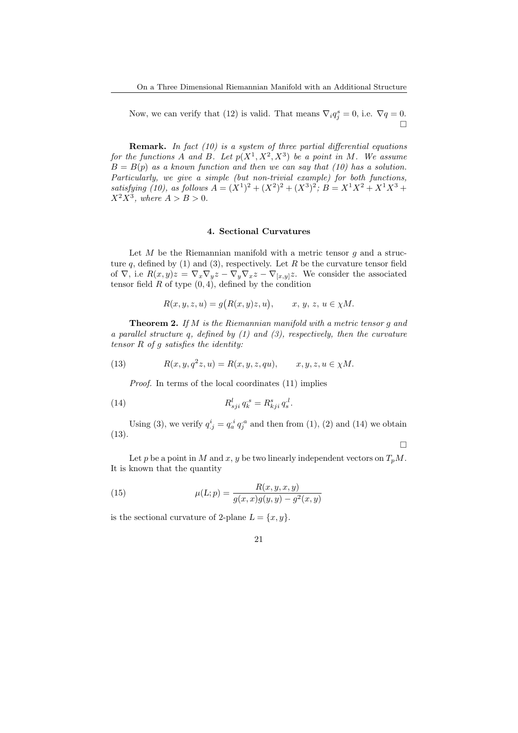Now, we can verify that (12) is valid. That means $\nabla_i q_j^s = 0$, i.e. $\nabla q = 0$. □

**Remark.** *In fact (10) is a system of three partial differential equations for the functions $A$ and $B$. Let $p(X^1, X^2, X^3)$ be a point in $M$. We assume $B = B(p)$ as a known function and then we can say that (10) has a solution. Particularly, we give a simple (but non-trivial example) for both functions, satisfying (10), as follows $A = (X^1)^2 + (X^2)^2 + (X^3)^2$; $B = X^1X^2 + X^1X^3 + X^2X^3$, where $A > B > 0$.*

### 4. Sectional Curvatures

Let $M$ be the Riemannian manifold with a metric tensor $g$ and a structure $q$, defined by (1) and (3), respectively. Let $R$ be the curvature tensor field of $\nabla$, i.e $R(x,y)z = \nabla_x\nabla_y z - \nabla_y\nabla_x z - \nabla_{[x,y]}z$. We consider the associated tensor field $R$ of type $(0,4)$, defined by the condition

$$R(x,y,z,u) = g\big(R(x,y)z,u\big), \qquad x,\ y,\ z,\ u \in \chi M.$$

**Theorem 2.** *If $M$ is the Riemannian manifold with a metric tensor $g$ and a parallel structure $q$, defined by (1) and (3), respectively, then the curvature tensor $R$ of $g$ satisfies the identity:*

$$R(x,y,q^2z,u) = R(x,y,z,qu), \qquad x,y,z,u \in \chi M. \tag{13}$$

*Proof.* In terms of the local coordinates (11) implies

$$R^l_{sji}\, q^{.s}_{k} = R^s_{kji}\, q^{.l}_{s}. \tag{14}$$

Using (3), we verify $q^{i}_{.j} = q^{.i}_{a}\, q^{.a}_{j}$ and then from (1), (2) and (14) we obtain (13).

□

Let $p$ be a point in $M$ and $x$, $y$ be two linearly independent vectors on $T_pM$. It is known that the quantity

$$\mu(L;p) = \frac{R(x,y,x,y)}{g(x,x)g(y,y) - g^2(x,y)} \tag{15}$$

is the sectional curvature of 2-plane $L = \{x,y\}$.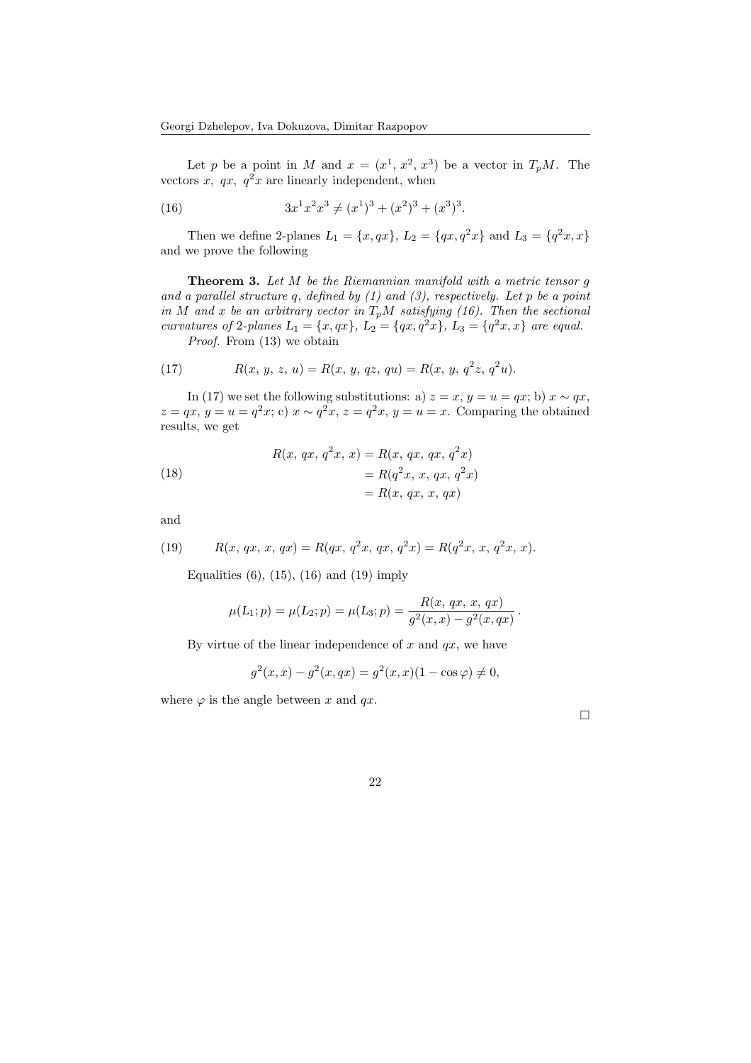Let $p$ be a point in $M$ and $x = (x^1, x^2, x^3)$ be a vector in $T_pM$. The vectors $x,\ qx,\ q^2x$ are linearly independent, when

$$3x^1x^2x^3 \neq (x^1)^3 + (x^2)^3 + (x^3)^3. \tag{16}$$

Then we define 2-planes $L_1 = \{x, qx\}$, $L_2 = \{qx, q^2x\}$ and $L_3 = \{q^2x, x\}$ and we prove the following

**Theorem 3.** *Let $M$ be the Riemannian manifold with a metric tensor $g$ and a parallel structure $q$, defined by (1) and (3), respectively. Let $p$ be a point in $M$ and $x$ be an arbitrary vector in $T_pM$ satisfying (16). Then the sectional curvatures of 2-planes $L_1 = \{x, qx\}$, $L_2 = \{qx, q^2x\}$, $L_3 = \{q^2x, x\}$ are equal.*

*Proof.* From (13) we obtain

$$R(x,\ y,\ z,\ u) = R(x,\ y,\ qz,\ qu) = R(x,\ y,\ q^2z,\ q^2u). \tag{17}$$

In (17) we set the following substitutions: a) $z = x$, $y = u = qx$; b) $x \sim qx$, $z = qx$, $y = u = q^2x$; c) $x \sim q^2x$, $z = q^2x$, $y = u = x$. Comparing the obtained results, we get

$$\begin{aligned} R(x,\ qx,\ q^2x,\ x) &= R(x,\ qx,\ qx,\ q^2x) \\ &= R(q^2x,\ x,\ qx,\ q^2x) \\ &= R(x,\ qx,\ x,\ qx) \end{aligned} \tag{18}$$

and

$$R(x,\ qx,\ x,\ qx) = R(qx,\ q^2x,\ qx,\ q^2x) = R(q^2x,\ x,\ q^2x,\ x). \tag{19}$$

Equalities (6), (15), (16) and (19) imply

$$\mu(L_1; p) = \mu(L_2; p) = \mu(L_3; p) = \frac{R(x,\ qx,\ x,\ qx)}{g^2(x,x) - g^2(x,qx)}\,.$$

By virtue of the linear independence of $x$ and $qx$, we have

$$g^2(x,x) - g^2(x,qx) = g^2(x,x)(1 - \cos\varphi) \neq 0,$$

where $\varphi$ is the angle between $x$ and $qx$.

□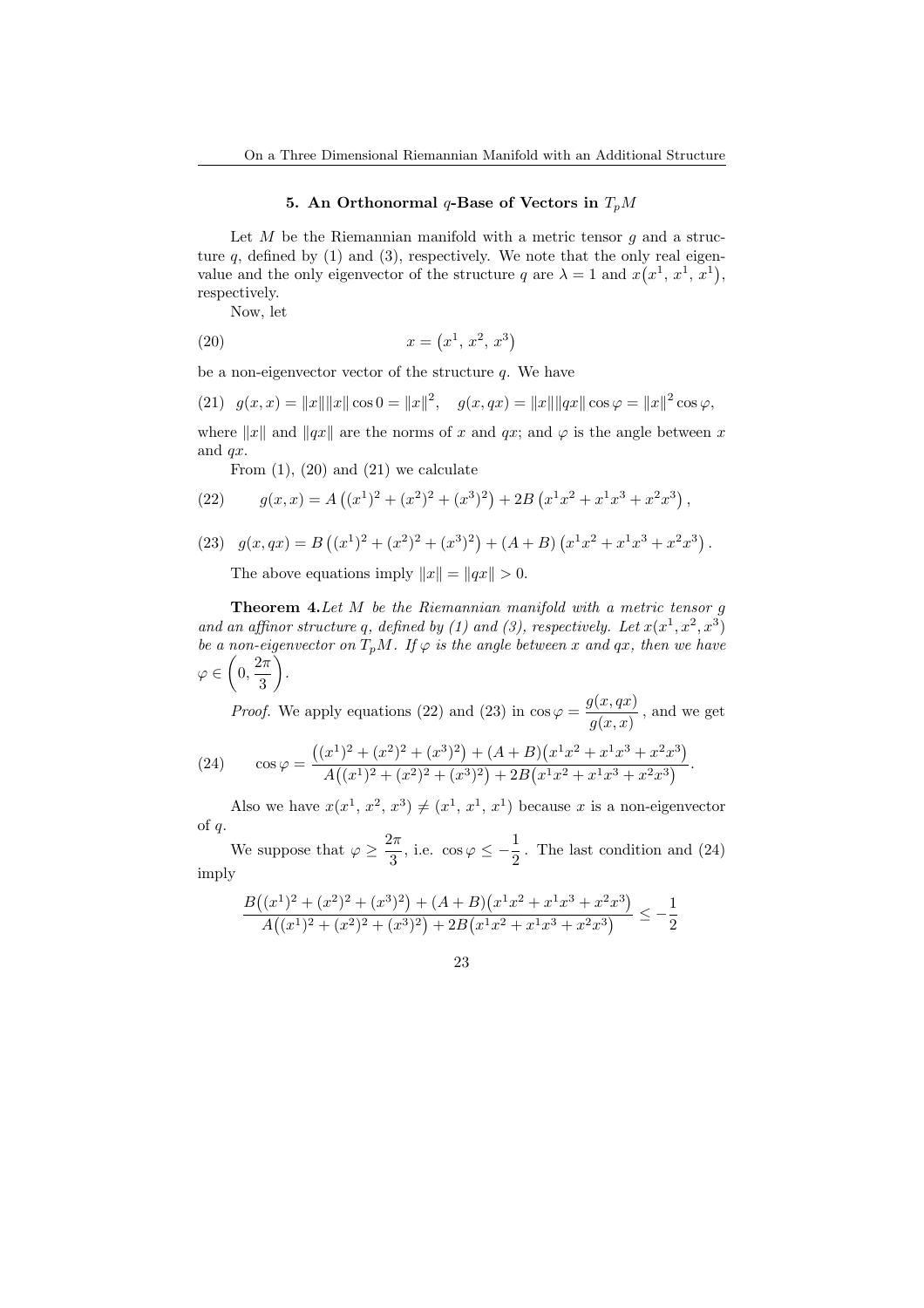### 5. An Orthonormal $q$-Base of Vectors in $T_pM$

Let $M$ be the Riemannian manifold with a metric tensor $g$ and a structure $q$, defined by (1) and (3), respectively. We note that the only real eigenvalue and the only eigenvector of the structure $q$ are $\lambda = 1$ and $x\big(x^1,\, x^1,\, x^1\big)$, respectively.

Now, let

$$x = \big(x^1,\, x^2,\, x^3\big) \tag{20}$$

be a non-eigenvector vector of the structure $q$. We have

$$g(x,x) = \|x\|\|x\|\cos 0 = \|x\|^2, \quad g(x,qx) = \|x\|\|qx\|\cos\varphi = \|x\|^2\cos\varphi, \tag{21}$$

where $\|x\|$ and $\|qx\|$ are the norms of $x$ and $qx$; and $\varphi$ is the angle between $x$ and $qx$.

From (1), (20) and (21) we calculate

$$g(x,x) = A\left((x^1)^2 + (x^2)^2 + (x^3)^2\right) + 2B\left(x^1x^2 + x^1x^3 + x^2x^3\right), \tag{22}$$

$$g(x,qx) = B\left((x^1)^2 + (x^2)^2 + (x^3)^2\right) + (A+B)\left(x^1x^2 + x^1x^3 + x^2x^3\right). \tag{23}$$

The above equations imply $\|x\| = \|qx\| > 0$.

**Theorem 4.** *Let $M$ be the Riemannian manifold with a metric tensor $g$ and an affinor structure $q$, defined by (1) and (3), respectively. Let $x(x^1, x^2, x^3)$ be a non-eigenvector on $T_pM$. If $\varphi$ is the angle between $x$ and $qx$, then we have $\varphi \in \left(0, \dfrac{2\pi}{3}\right)$.*

*Proof.* We apply equations (22) and (23) in $\cos\varphi = \dfrac{g(x,qx)}{g(x,x)}$, and we get

$$\cos\varphi = \frac{\big((x^1)^2 + (x^2)^2 + (x^3)^2\big) + (A+B)\big(x^1x^2 + x^1x^3 + x^2x^3\big)}{A\big((x^1)^2 + (x^2)^2 + (x^3)^2\big) + 2B\big(x^1x^2 + x^1x^3 + x^2x^3\big)}. \tag{24}$$

Also we have $x(x^1,\, x^2,\, x^3) \neq (x^1,\, x^1,\, x^1)$ because $x$ is a non-eigenvector of $q$.

We suppose that $\varphi \geq \dfrac{2\pi}{3}$, i.e. $\cos\varphi \leq -\dfrac{1}{2}$. The last condition and (24) imply

$$\frac{B\big((x^1)^2 + (x^2)^2 + (x^3)^2\big) + (A+B)\big(x^1x^2 + x^1x^3 + x^2x^3\big)}{A\big((x^1)^2 + (x^2)^2 + (x^3)^2\big) + 2B\big(x^1x^2 + x^1x^3 + x^2x^3\big)} \leq -\frac{1}{2}$$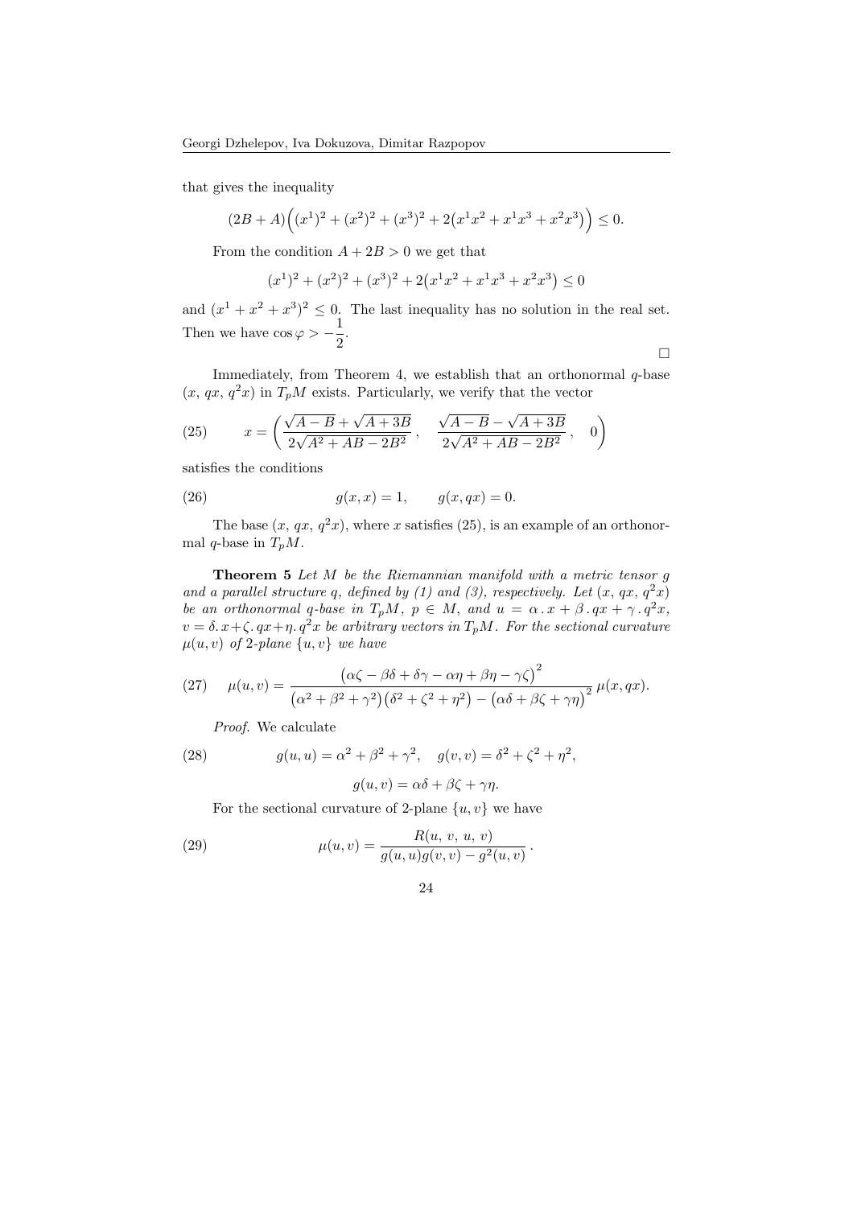that gives the inequality

$$(2B+A)\Big((x^1)^2+(x^2)^2+(x^3)^2+2\big(x^1x^2+x^1x^3+x^2x^3\big)\Big)\leq 0.$$

From the condition $A+2B>0$ we get that

$$(x^1)^2+(x^2)^2+(x^3)^2+2\big(x^1x^2+x^1x^3+x^2x^3\big)\leq 0$$

and $(x^1+x^2+x^3)^2\leq 0$. The last inequality has no solution in the real set. Then we have $\cos\varphi>-\dfrac{1}{2}$.

$\square$

Immediately, from Theorem 4, we establish that an orthonormal $q$-base $(x,\,qx,\,q^2x)$ in $T_pM$ exists. Particularly, we verify that the vector

$$x=\left(\frac{\sqrt{A-B}+\sqrt{A+3B}}{2\sqrt{A^2+AB-2B^2}}\,,\quad \frac{\sqrt{A-B}-\sqrt{A+3B}}{2\sqrt{A^2+AB-2B^2}}\,,\quad 0\right)\tag{25}$$

satisfies the conditions

$$g(x,x)=1,\qquad g(x,qx)=0.\tag{26}$$

The base $(x,\,qx,\,q^2x)$, where $x$ satisfies (25), is an example of an orthonormal $q$-base in $T_pM$.

**Theorem 5** *Let $M$ be the Riemannian manifold with a metric tensor $g$ and a parallel structure $q$, defined by (1) and (3), respectively. Let $(x,\,qx,\,q^2x)$ be an orthonormal $q$-base in $T_pM$, $p\in M$, and $u=\alpha\,.\,x+\beta\,.\,qx+\gamma\,.\,q^2x$, $v=\delta.\,x+\zeta.\,qx+\eta.\,q^2x$ be arbitrary vectors in $T_pM$. For the sectional curvature $\mu(u,v)$ of 2-plane $\{u,v\}$ we have*

$$\mu(u,v)=\frac{\big(\alpha\zeta-\beta\delta+\delta\gamma-\alpha\eta+\beta\eta-\gamma\zeta\big)^2}{\big(\alpha^2+\beta^2+\gamma^2\big)\big(\delta^2+\zeta^2+\eta^2\big)-\big(\alpha\delta+\beta\zeta+\gamma\eta\big)^2}\,\mu(x,qx).\tag{27}$$

*Proof.* We calculate

$$g(u,u)=\alpha^2+\beta^2+\gamma^2,\quad g(v,v)=\delta^2+\zeta^2+\eta^2,\tag{28}$$

$$g(u,v)=\alpha\delta+\beta\zeta+\gamma\eta.$$

For the sectional curvature of 2-plane $\{u,v\}$ we have

$$\mu(u,v)=\frac{R(u,\,v,\,u,\,v)}{g(u,u)g(v,v)-g^2(u,v)}\,.\tag{29}$$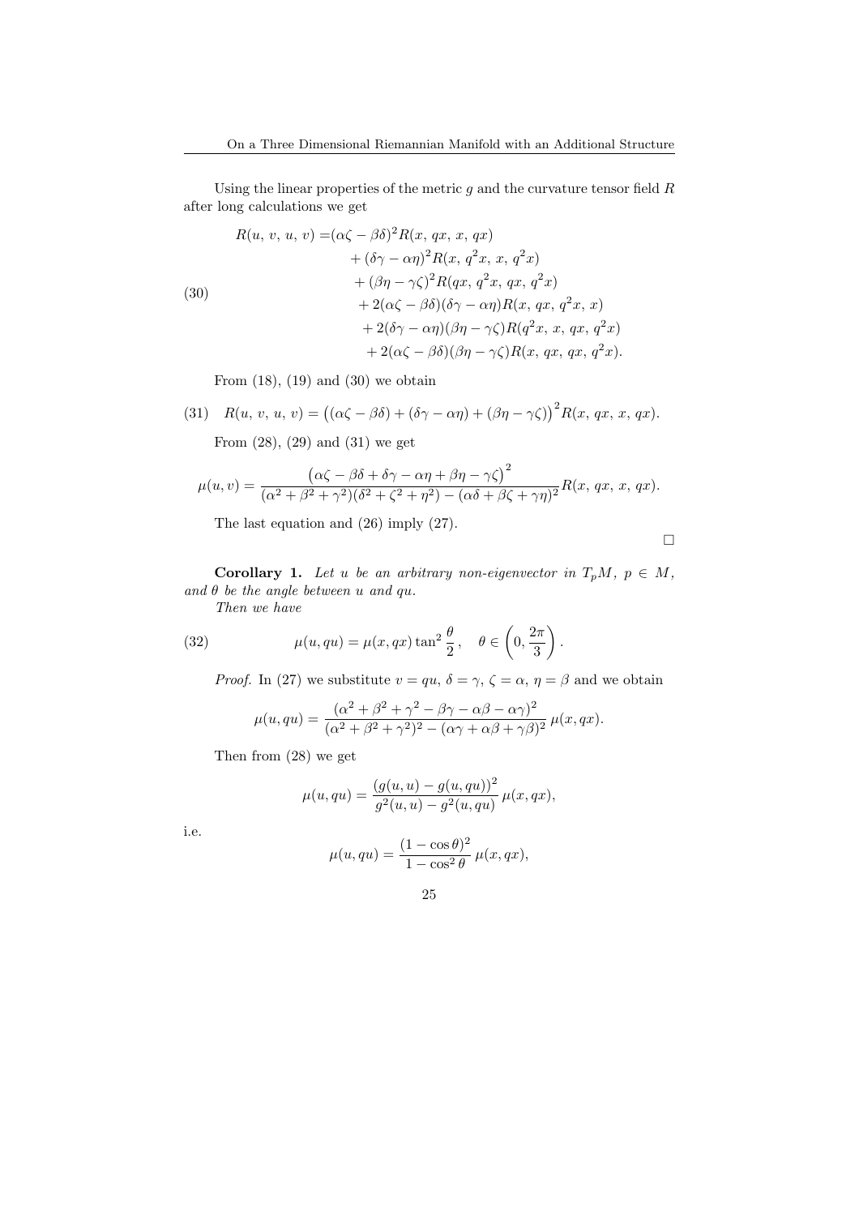Using the linear properties of the metric $g$ and the curvature tensor field $R$ after long calculations we get

$$
\begin{aligned}
R(u,\,v,\,u,\,v) =&(\alpha\zeta-\beta\delta)^2 R(x,\,qx,\,x,\,qx)\\
&+(\delta\gamma-\alpha\eta)^2 R(x,\,q^2x,\,x,\,q^2x)\\
&+(\beta\eta-\gamma\zeta)^2 R(qx,\,q^2x,\,qx,\,q^2x)\\
&+2(\alpha\zeta-\beta\delta)(\delta\gamma-\alpha\eta)R(x,\,qx,\,q^2x,\,x)\\
&+2(\delta\gamma-\alpha\eta)(\beta\eta-\gamma\zeta)R(q^2x,\,x,\,qx,\,q^2x)\\
&+2(\alpha\zeta-\beta\delta)(\beta\eta-\gamma\zeta)R(x,\,qx,\,qx,\,q^2x).
\end{aligned} \tag{30}
$$

From (18), (19) and (30) we obtain

$$
R(u,\,v,\,u,\,v) = \big((\alpha\zeta-\beta\delta)+(\delta\gamma-\alpha\eta)+(\beta\eta-\gamma\zeta)\big)^2 R(x,\,qx,\,x,\,qx). \tag{31}
$$

From (28), (29) and (31) we get

$$
\mu(u,v) = \frac{\big(\alpha\zeta-\beta\delta+\delta\gamma-\alpha\eta+\beta\eta-\gamma\zeta\big)^2}{(\alpha^2+\beta^2+\gamma^2)(\delta^2+\zeta^2+\eta^2)-(\alpha\delta+\beta\zeta+\gamma\eta)^2} R(x,\,qx,\,x,\,qx).
$$

The last equation and (26) imply (27).

□

**Corollary 1.** *Let $u$ be an arbitrary non-eigenvector in $T_pM$, $p \in M$, and $\theta$ be the angle between $u$ and $qu$.*

*Then we have*

$$
\mu(u,qu) = \mu(x,qx)\tan^2\frac{\theta}{2}\,, \quad \theta \in \left(0,\frac{2\pi}{3}\right). \tag{32}
$$

*Proof.* In (27) we substitute $v = qu$, $\delta = \gamma$, $\zeta = \alpha$, $\eta = \beta$ and we obtain

$$
\mu(u,qu) = \frac{(\alpha^2+\beta^2+\gamma^2-\beta\gamma-\alpha\beta-\alpha\gamma)^2}{(\alpha^2+\beta^2+\gamma^2)^2-(\alpha\gamma+\alpha\beta+\gamma\beta)^2}\,\mu(x,qx).
$$

Then from (28) we get

$$
\mu(u,qu) = \frac{(g(u,u)-g(u,qu))^2}{g^2(u,u)-g^2(u,qu)}\,\mu(x,qx),
$$

i.e.

$$
\mu(u,qu) = \frac{(1-\cos\theta)^2}{1-\cos^2\theta}\,\mu(x,qx),
$$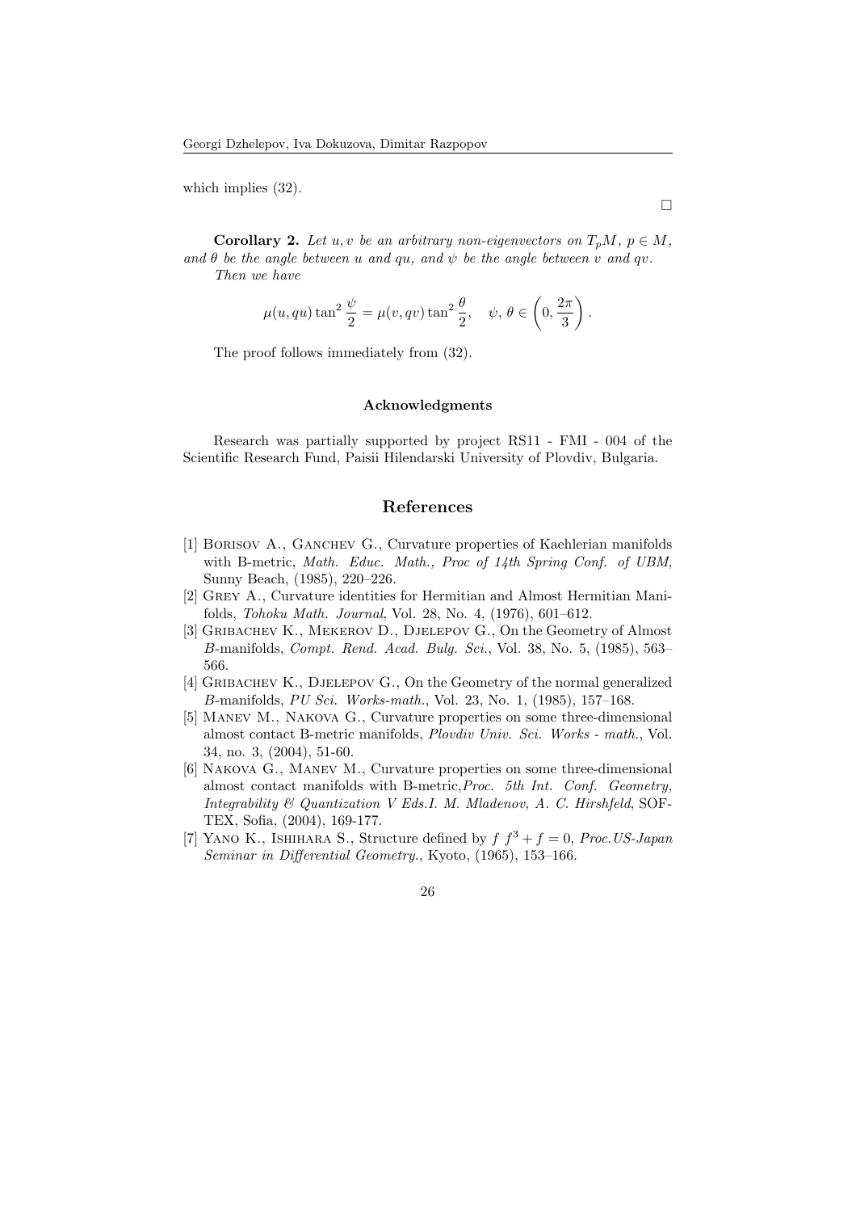which implies (32).

□

**Corollary 2.** *Let $u, v$ be an arbitrary non-eigenvectors on $T_pM$, $p \in M$, and $\theta$ be the angle between $u$ and $qu$, and $\psi$ be the angle between $v$ and $qv$. Then we have*

$$\mu(u, qu)\tan^2\frac{\psi}{2} = \mu(v, qv)\tan^2\frac{\theta}{2}, \quad \psi,\, \theta \in \left(0, \frac{2\pi}{3}\right).$$

The proof follows immediately from (32).

### Acknowledgments

Research was partially supported by project RS11 - FMI - 004 of the Scientific Research Fund, Paisii Hilendarski University of Plovdiv, Bulgaria.

## References

[1] Borisov A., Ganchev G., Curvature properties of Kaehlerian manifolds with B-metric, *Math. Educ. Math., Proc of 14th Spring Conf. of UBM*, Sunny Beach, (1985), 220–226.

[2] Grey A., Curvature identities for Hermitian and Almost Hermitian Manifolds, *Tohoku Math. Journal*, Vol. 28, No. 4, (1976), 601–612.

[3] Gribachev K., Mekerov D., Djelepov G., On the Geometry of Almost *B*-manifolds, *Compt. Rend. Acad. Bulg. Sci.*, Vol. 38, No. 5, (1985), 563–566.

[4] Gribachev K., Djelepov G., On the Geometry of the normal generalized *B*-manifolds, *PU Sci. Works-math.*, Vol. 23, No. 1, (1985), 157–168.

[5] Manev M., Nakova G., Curvature properties on some three-dimensional almost contact B-metric manifolds, *Plovdiv Univ. Sci. Works - math.*, Vol. 34, no. 3, (2004), 51-60.

[6] Nakova G., Manev M., Curvature properties on some three-dimensional almost contact manifolds with B-metric,*Proc. 5th Int. Conf. Geometry, Integrability & Quantization V Eds.I. M. Mladenov, A. C. Hirshfeld*, SOFTEX, Sofia, (2004), 169-177.

[7] Yano K., Ishihara S., Structure defined by $f$ $f^3 + f = 0$, *Proc.US-Japan Seminar in Differential Geometry.*, Kyoto, (1965), 153–166.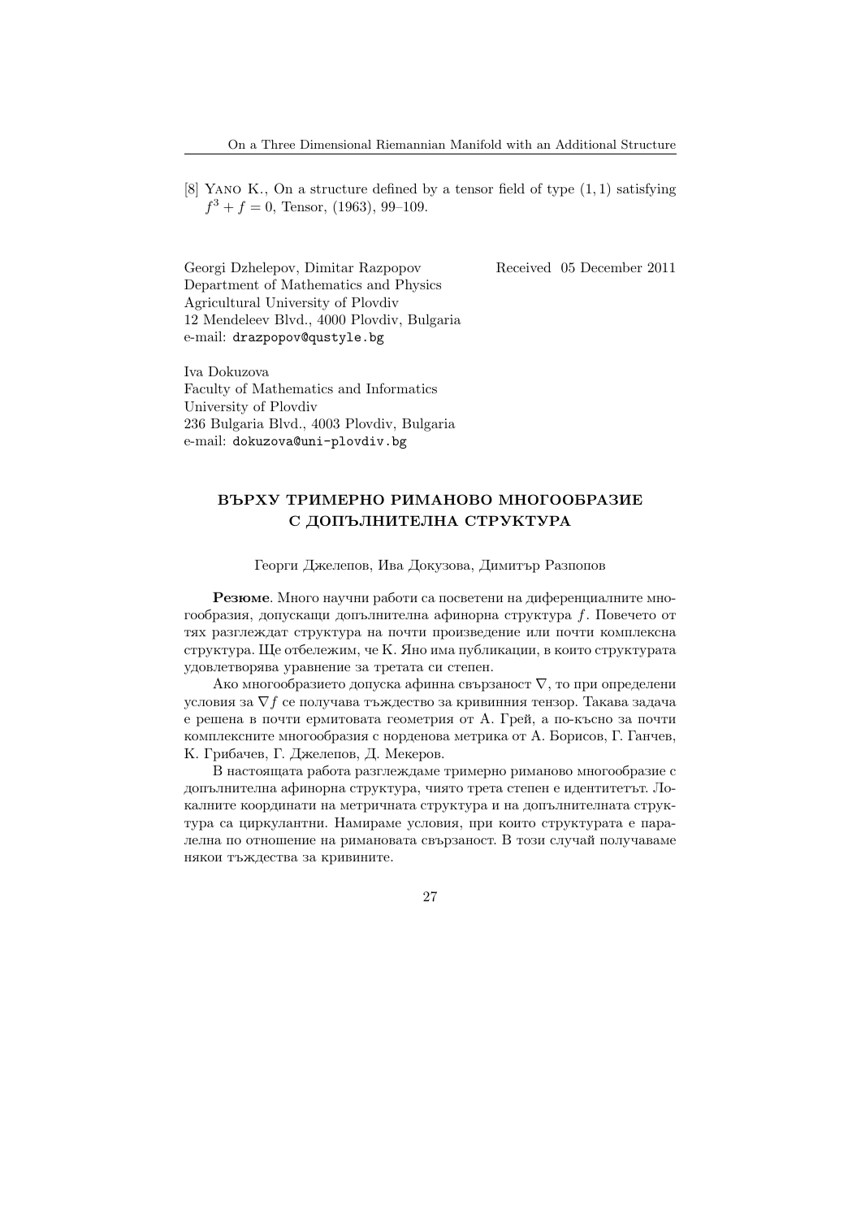[8] Yano K., On a structure defined by a tensor field of type $(1, 1)$ satisfying $f^3 + f = 0$, Tensor, (1963), 99–109.

Georgi Dzhelepov, Dimitar Razpopov
Department of Mathematics and Physics
Agricultural University of Plovdiv
12 Mendeleev Blvd., 4000 Plovdiv, Bulgaria
e-mail: drazpopov@qustyle.bg

Received 05 December 2011

Iva Dokuzova
Faculty of Mathematics and Informatics
University of Plovdiv
236 Bulgaria Blvd., 4003 Plovdiv, Bulgaria
e-mail: dokuzova@uni-plovdiv.bg

## ВЪРХУ ТРИМЕРНО РИМАНОВО МНОГООБРАЗИЕ С ДОПЪЛНИТЕЛНА СТРУКТУРА

Георги Джелепов, Ива Докузова, Димитър Разпопов

**Резюме**. Много научни работи са посветени на диференциалните многообразия, допускащи допълнителна афинорна структура $f$. Повечето от тях разглеждат структура на почти произведение или почти комплексна структура. Ще отбележим, че К. Яно има публикации, в които структурата удовлетворява уравнение за третата си степен.

Ако многообразието допуска афинна свързаност $\nabla$, то при определени условия за $\nabla f$ се получава тъждество за кривинния тензор. Такава задача е решена в почти ермитовата геометрия от А. Грей, а по-късно за почти комплексните многообразия с норденова метрика от А. Борисов, Г. Ганчев, К. Грибачев, Г. Джелепов, Д. Мекеров.

В настоящата работа разглеждаме тримерно риманово многообразие с допълнителна афинорна структура, чиято трета степен е идентитетът. Локалните координати на метричната структура и на допълнителната структура са циркулантни. Намираме условия, при които структурата е паралелна по отношение на римановата свързаност. В този случай получаваме някои тъждества за кривините.